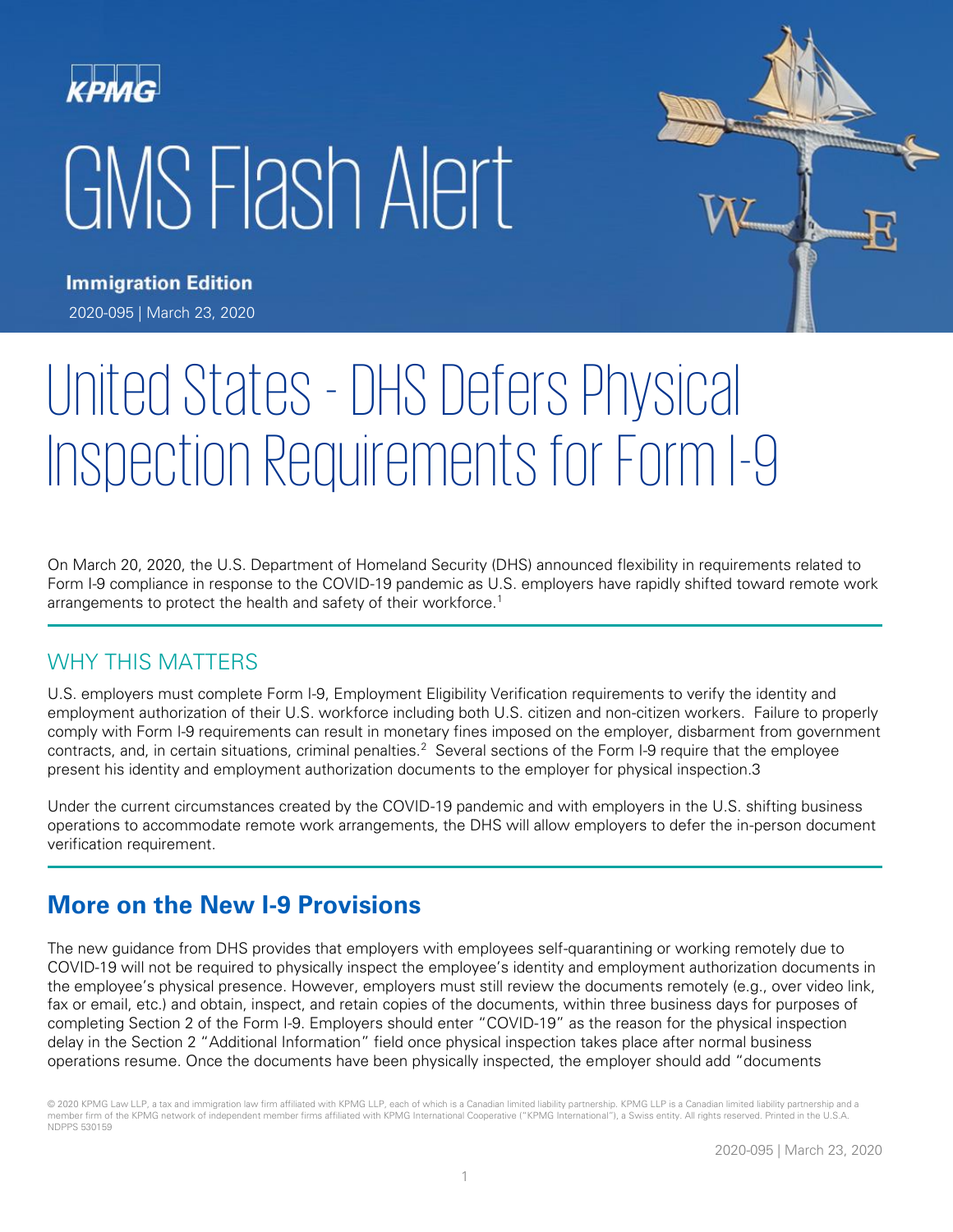KPMG

# GMS Flash Alert

**Immigration Edition**

2020-095 | March 23, 2020

# United States - DHS Defers Physical Inspection Requirements for Form I-9

On March 20, 2020, the U.S. Department of Homeland Security (DHS) announced flexibility in requirements related to Form I-9 compliance in response to the COVID-19 pandemic as U.S. employers have rapidly shifted toward remote work arrangements to protect the health and safety of their workforce.[1]

## WHY THIS MATTERS

U.S. employers must complete Form I-9, Employment Eligibility Verification requirements to verify the identity and employment authorization of their U.S. workforce including both U.S. citizen and non-citizen workers. Failure to properly comply with Form I-9 requirements can result in monetary fines imposed on the employer, disbarment from government contracts, and, in certain situations, criminal penalties.[2] Several sections of the Form I-9 require that the employee present his identity and employment authorization documents to the employer for physical inspection.3

Under the current circumstances created by the COVID-19 pandemic and with employers in the U.S. shifting business operations to accommodate remote work arrangements, the DHS will allow employers to defer the in-person document verification requirement.

## More on the New I-9 Provisions

The new guidance from DHS provides that employers with employees self-quarantining or working remotely due to COVID-19 will not be required to physically inspect the employee's identity and employment authorization documents in the employee's physical presence. However, employers must still review the documents remotely (e.g., over video link, fax or email, etc.) and obtain, inspect, and retain copies of the documents, within three business days for purposes of completing Section 2 of the Form I-9. Employers should enter "COVID-19" as the reason for the physical inspection delay in the Section 2 "Additional Information" field once physical inspection takes place after normal business operations resume. Once the documents have been physically inspected, the employer should add "documents

© 2020 KPMG Law LLP, a tax and immigration law firm affiliated with KPMG LLP, each of which is a Canadian limited liability partnership. KPMG LLP is a Canadian limited liability partnership and a member firm of the KPMG network of independent member firms affiliated with KPMG International Cooperative ("KPMG International"), a Swiss entity. All rights reserved. Printed in the U.S.A. NDPPS 530159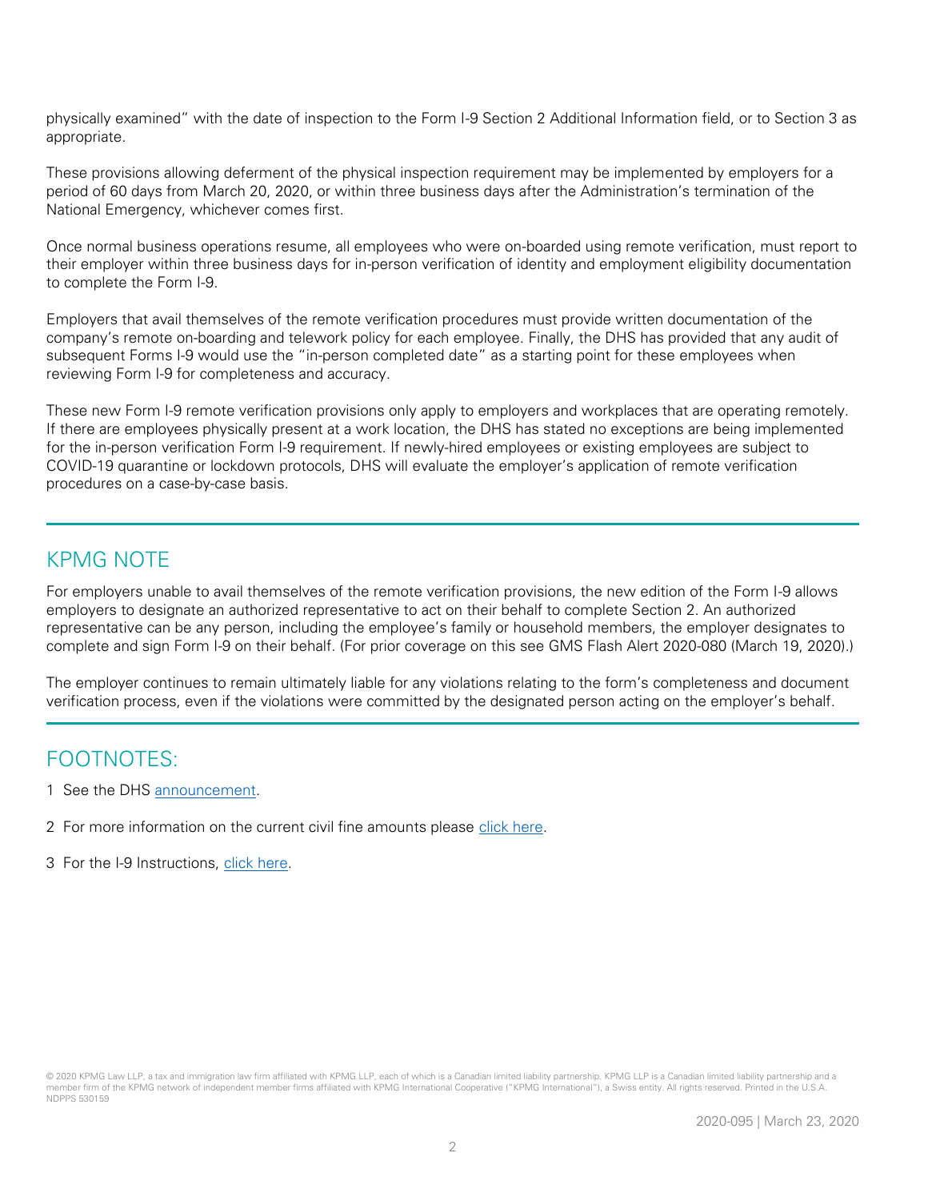physically examined" with the date of inspection to the Form I-9 Section 2 Additional Information field, or to Section 3 as appropriate.

These provisions allowing deferment of the physical inspection requirement may be implemented by employers for a period of 60 days from March 20, 2020, or within three business days after the Administration's termination of the National Emergency, whichever comes first.

Once normal business operations resume, all employees who were on-boarded using remote verification, must report to their employer within three business days for in-person verification of identity and employment eligibility documentation to complete the Form I-9.

Employers that avail themselves of the remote verification procedures must provide written documentation of the company's remote on-boarding and telework policy for each employee. Finally, the DHS has provided that any audit of subsequent Forms I-9 would use the "in-person completed date" as a starting point for these employees when reviewing Form I-9 for completeness and accuracy.

These new Form I-9 remote verification provisions only apply to employers and workplaces that are operating remotely. If there are employees physically present at a work location, the DHS has stated no exceptions are being implemented for the in-person verification Form I-9 requirement. If newly-hired employees or existing employees are subject to COVID-19 quarantine or lockdown protocols, DHS will evaluate the employer's application of remote verification procedures on a case-by-case basis.

## KPMG NOTE

For employers unable to avail themselves of the remote verification provisions, the new edition of the Form I-9 allows employers to designate an authorized representative to act on their behalf to complete Section 2. An authorized representative can be any person, including the employee's family or household members, the employer designates to complete and sign Form I-9 on their behalf. (For prior coverage on this see GMS Flash Alert 2020-080 (March 19, 2020).)

The employer continues to remain ultimately liable for any violations relating to the form's completeness and document verification process, even if the violations were committed by the designated person acting on the employer's behalf.

## FOOTNOTES:

1 See the DHS announcement.

2 For more information on the current civil fine amounts please click here.

3 For the I-9 Instructions, click here.

© 2020 KPMG Law LLP, a tax and immigration law firm affiliated with KPMG LLP, each of which is a Canadian limited liability partnership. KPMG LLP is a Canadian limited liability partnership and a member firm of the KPMG network of independent member firms affiliated with KPMG International Cooperative ("KPMG International"), a Swiss entity. All rights reserved. Printed in the U.S.A. NDPPS 530159

2020-095 | March 23, 2020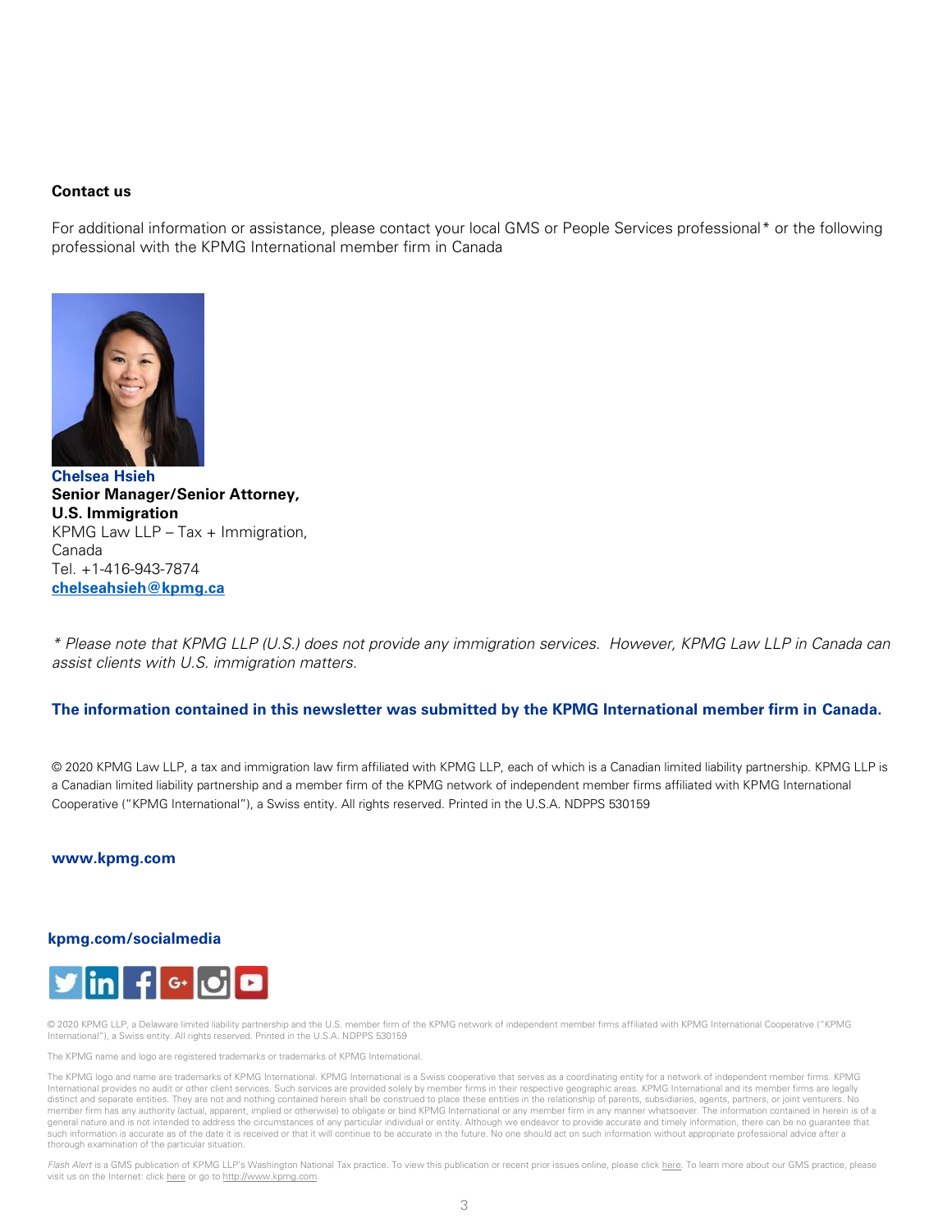**Contact us**

For additional information or assistance, please contact your local GMS or People Services professional* or the following professional with the KPMG International member firm in Canada

**Chelsea Hsieh**
**Senior Manager/Senior Attorney, U.S. Immigration**
KPMG Law LLP – Tax + Immigration, Canada
Tel. +1-416-943-7874
chelseahsieh@kpmg.ca

*\* Please note that KPMG LLP (U.S.) does not provide any immigration services. However, KPMG Law LLP in Canada can assist clients with U.S. immigration matters.*

**The information contained in this newsletter was submitted by the KPMG International member firm in Canada.**

© 2020 KPMG Law LLP, a tax and immigration law firm affiliated with KPMG LLP, each of which is a Canadian limited liability partnership. KPMG LLP is a Canadian limited liability partnership and a member firm of the KPMG network of independent member firms affiliated with KPMG International Cooperative ("KPMG International"), a Swiss entity. All rights reserved. Printed in the U.S.A. NDPPS 530159

**www.kpmg.com**

**kpmg.com/socialmedia**

© 2020 KPMG LLP, a Delaware limited liability partnership and the U.S. member firm of the KPMG network of independent member firms affiliated with KPMG International Cooperative ("KPMG International"), a Swiss entity. All rights reserved. Printed in the U.S.A. NDPPS 530159

The KPMG name and logo are registered trademarks or trademarks of KPMG International.

The KPMG logo and name are trademarks of KPMG International. KPMG International is a Swiss cooperative that serves as a coordinating entity for a network of independent member firms. KPMG International provides no audit or other client services. Such services are provided solely by member firms in their respective geographic areas. KPMG International and its member firms are legally distinct and separate entities. They are not and nothing contained herein shall be construed to place these entities in the relationship of parents, subsidiaries, agents, partners, or joint venturers. No member firm has any authority (actual, apparent, implied or otherwise) to obligate or bind KPMG International or any member firm in any manner whatsoever. The information contained in herein is of a general nature and is not intended to address the circumstances of any particular individual or entity. Although we endeavor to provide accurate and timely information, there can be no guarantee that such information is accurate as of the date it is received or that it will continue to be accurate in the future. No one should act on such information without appropriate professional advice after a thorough examination of the particular situation.

*Flash Alert* is a GMS publication of KPMG LLP's Washington National Tax practice. To view this publication or recent prior issues online, please click here. To learn more about our GMS practice, please visit us on the Internet: click here or go to http://www.kpmg.com.